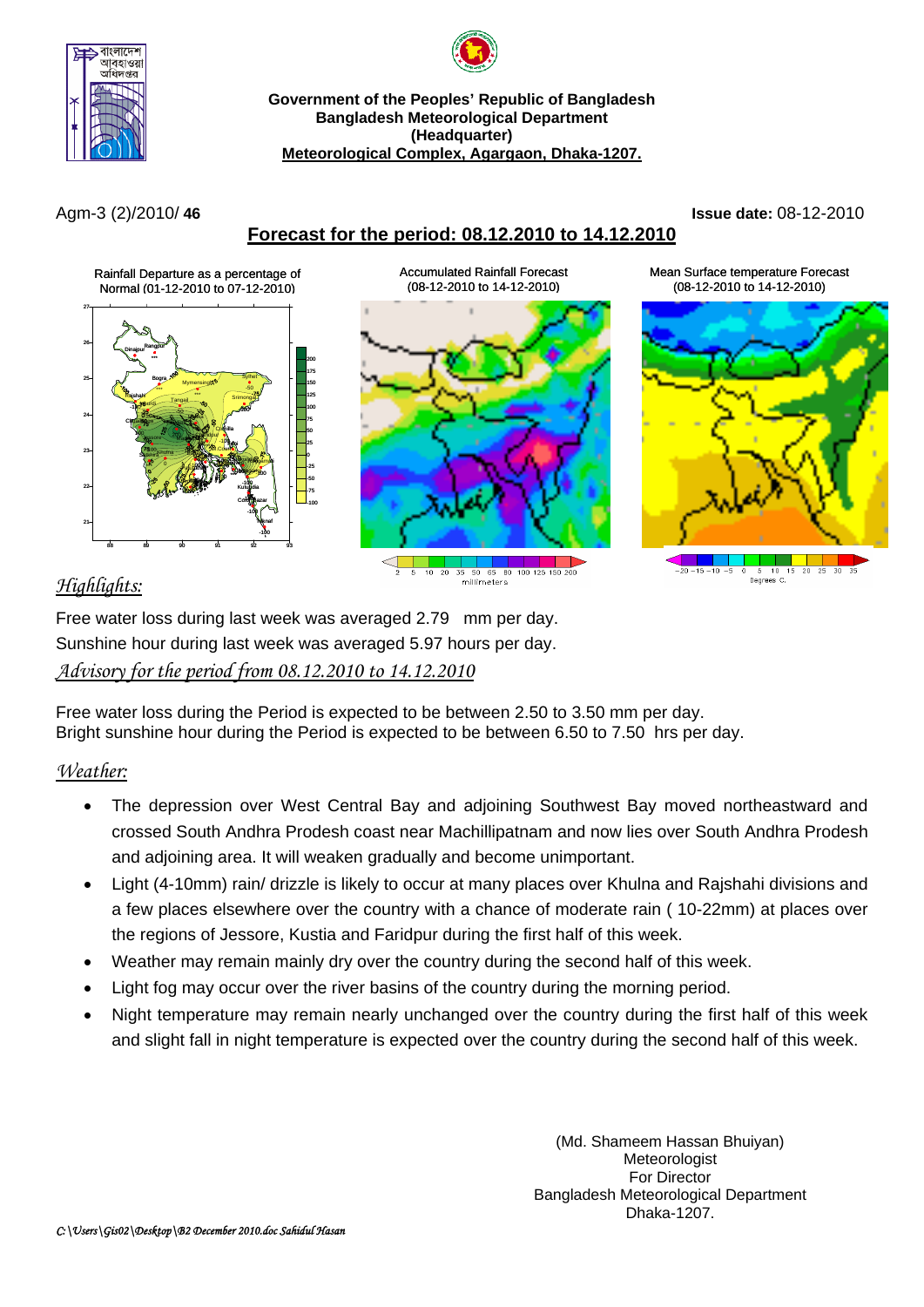**Government of the Peoples' Republic of Bangladesh**
**Bangladesh Meteorological Department**
**(Headquarter)**
**Meteorological Complex, Agargaon, Dhaka-1207.**

Agm-3 (2)/2010/ **46** **Issue date:** 08-12-2010

## Forecast for the period: 08.12.2010 to 14.12.2010

Rainfall Departure as a percentage of Normal (01-12-2010 to 07-12-2010)

Accumulated Rainfall Forecast (08-12-2010 to 14-12-2010)

Mean Surface temperature Forecast (08-12-2010 to 14-12-2010)

### *Highlights:*

Free water loss during last week was averaged 2.79 mm per day.
Sunshine hour during last week was averaged 5.97 hours per day.

### *Advisory for the period from 08.12.2010 to 14.12.2010*

Free water loss during the Period is expected to be between 2.50 to 3.50 mm per day.
Bright sunshine hour during the Period is expected to be between 6.50 to 7.50 hrs per day.

### *Weather:*

- The depression over West Central Bay and adjoining Southwest Bay moved northeastward and crossed South Andhra Prodesh coast near Machillipatnam and now lies over South Andhra Prodesh and adjoining area. It will weaken gradually and become unimportant.
- Light (4-10mm) rain/ drizzle is likely to occur at many places over Khulna and Rajshahi divisions and a few places elsewhere over the country with a chance of moderate rain ( 10-22mm) at places over the regions of Jessore, Kustia and Faridpur during the first half of this week.
- Weather may remain mainly dry over the country during the second half of this week.
- Light fog may occur over the river basins of the country during the morning period.
- Night temperature may remain nearly unchanged over the country during the first half of this week and slight fall in night temperature is expected over the country during the second half of this week.

(Md. Shameem Hassan Bhuiyan)
Meteorologist
For Director
Bangladesh Meteorological Department
Dhaka-1207.

*C:\Users\Gis02\Desktop\B2 December 2010.doc Sahidul Hasan*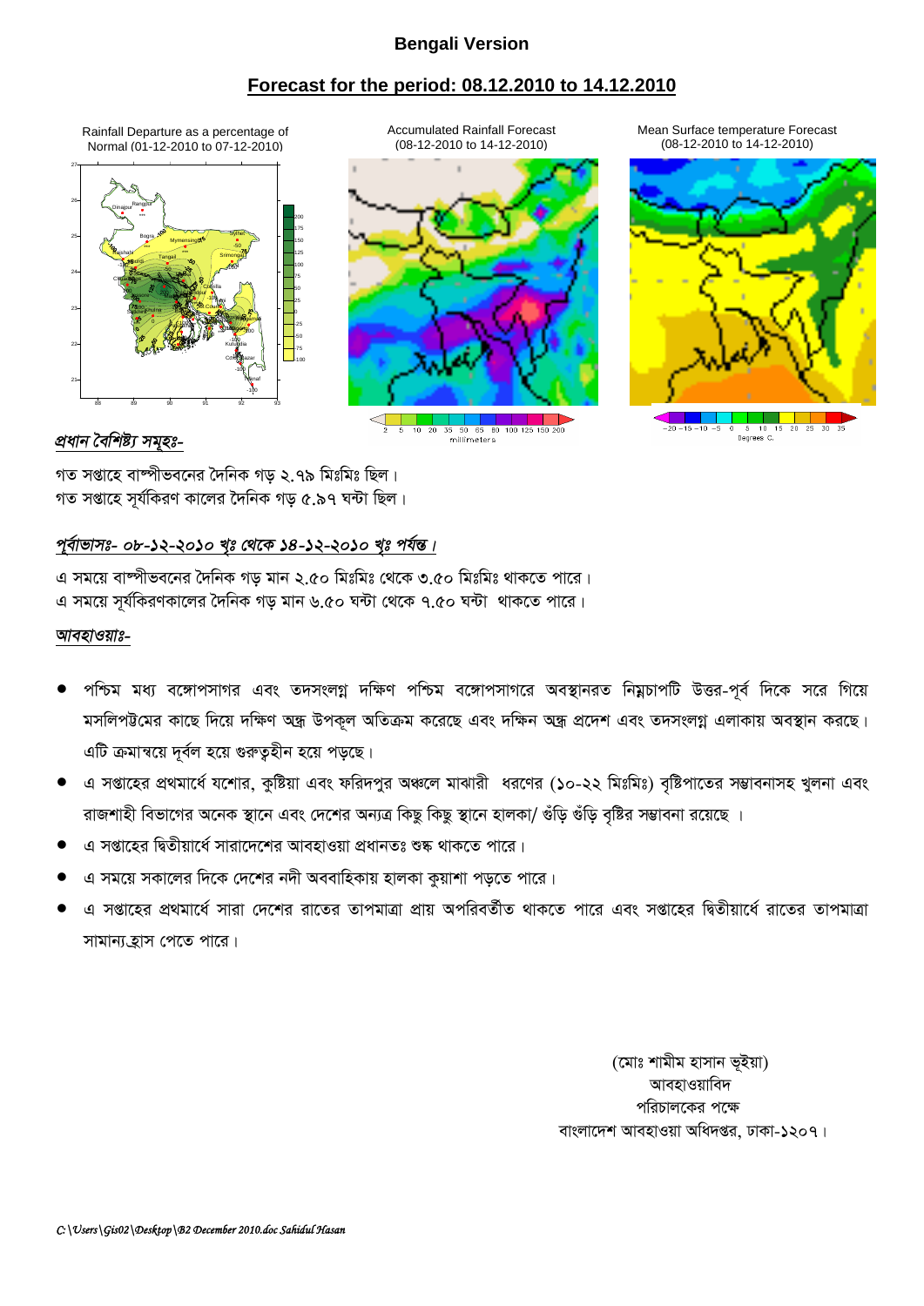**Bengali Version**

## Forecast for the period: 08.12.2010 to 14.12.2010

Rainfall Departure as a percentage of Normal (01-12-2010 to 07-12-2010)

Accumulated Rainfall Forecast (08-12-2010 to 14-12-2010)

Mean Surface temperature Forecast (08-12-2010 to 14-12-2010)

*প্রধান বৈশিষ্ট্য সমূহঃ-*

গত সপ্তাহে বাষ্পীভবনের দৈনিক গড় ২.৭৯ মিঃমিঃ ছিল।
গত সপ্তাহে সূর্যকিরণ কালের দৈনিক গড় ৫.৯৭ ঘন্টা ছিল।

*পূর্বাভাসঃ- ০৮-১২-২০১০ খৃঃ থেকে ১৪-১২-২০১০ খৃঃ পর্যন্ত।*

এ সময়ে বাষ্পীভবনের দৈনিক গড় মান ২.৫০ মিঃমিঃ থেকে ৩.৫০ মিঃমিঃ থাকতে পারে।
এ সময়ে সূর্যকিরণকালের দৈনিক গড় মান ৬.৫০ ঘন্টা থেকে ৭.৫০ ঘন্টা থাকতে পারে।

*আবহাওয়াঃ-*

- পশ্চিম মধ্য বঙ্গোপসাগর এবং তদসংলগ্ন দক্ষিণ পশ্চিম বঙ্গোপসাগরে অবস্থানরত নিম্নচাপটি উত্তর-পূর্ব দিকে সরে গিয়ে মসলিপট্টমের কাছে দিয়ে দক্ষিণ অন্ধ্র উপকূল অতিক্রম করেছে এবং দক্ষিন অন্ধ্র প্রদেশ এবং তদসংলগ্ন এলাকায় অবস্থান করছে। এটি ক্রমান্বয়ে দূর্বল হয়ে গুরুত্বহীন হয়ে পড়ছে।
- এ সপ্তাহের প্রথমার্ধে যশোর, কুষ্টিয়া এবং ফরিদপুর অঞ্চলে মাঝারী ধরণের (১০-২২ মিঃমিঃ) বৃষ্টিপাতের সম্ভাবনাসহ খুলনা এবং রাজশাহী বিভাগের অনেক স্থানে এবং দেশের অন্যত্র কিছু কিছু স্থানে হালকা/ গুঁড়ি গুঁড়ি বৃষ্টির সম্ভাবনা রয়েছে ।
- এ সপ্তাহের দ্বিতীয়ার্ধে সারাদেশের আবহাওয়া প্রধানতঃ শুষ্ক থাকতে পারে।
- এ সময়ে সকালের দিকে দেশের নদী অববাহিকায় হালকা কুয়াশা পড়তে পারে।
- এ সপ্তাহের প্রথমার্ধে সারা দেশের রাতের তাপমাত্রা প্রায় অপরিবর্তীত থাকতে পারে এবং সপ্তাহের দ্বিতীয়ার্ধে রাতের তাপমাত্রা সামান্য হ্রাস পেতে পারে।

(মোঃ শামীম হাসান ভূইয়া)
আবহাওয়াবিদ
পরিচালকের পক্ষে
বাংলাদেশ আবহাওয়া অধিদপ্তর, ঢাকা-১২০৭।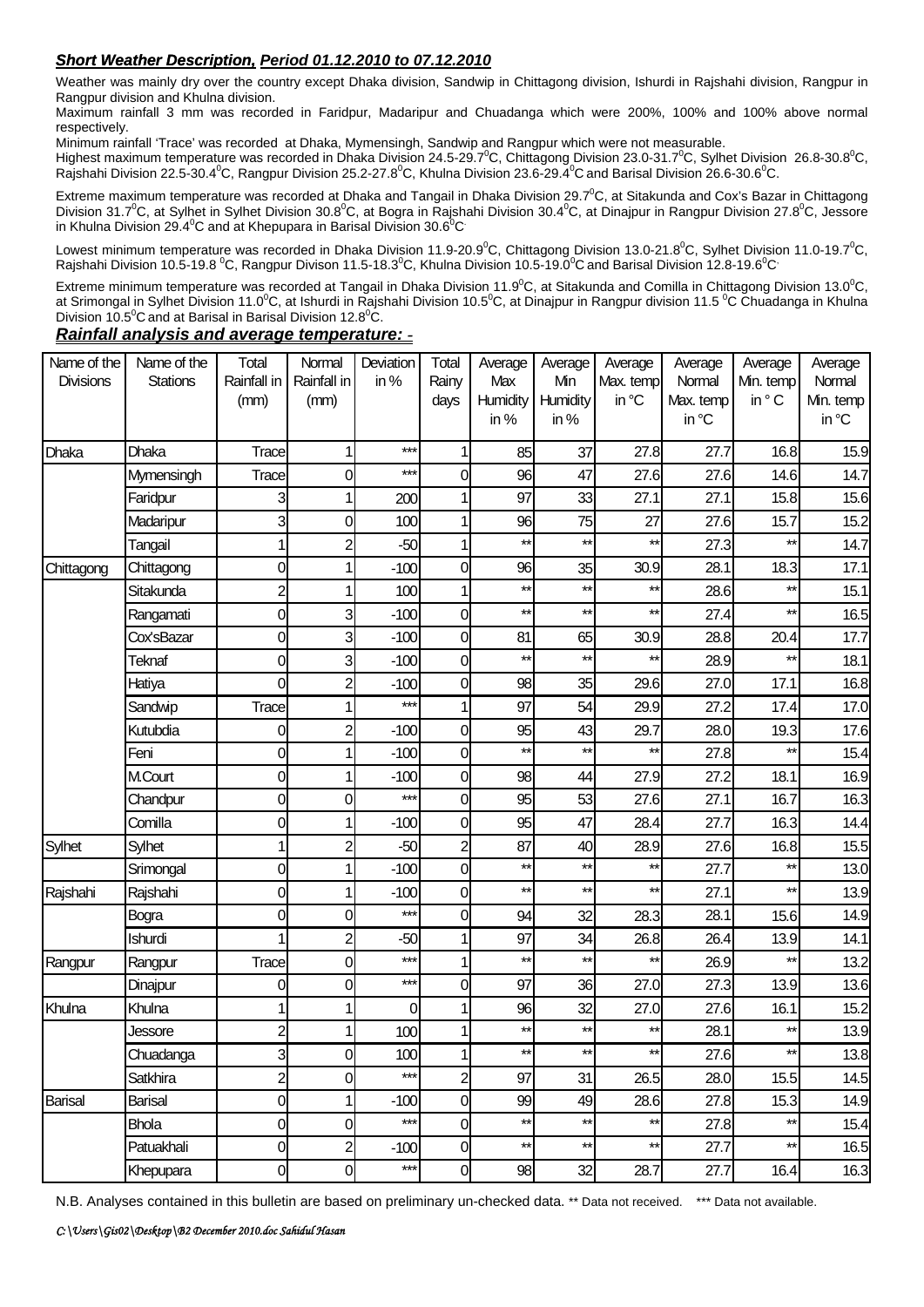**_Short Weather Description, Period 01.12.2010 to 07.12.2010_**

Weather was mainly dry over the country except Dhaka division, Sandwip in Chittagong division, Ishurdi in Rajshahi division, Rangpur in Rangpur division and Khulna division.

Maximum rainfall 3 mm was recorded in Faridpur, Madaripur and Chuadanga which were 200%, 100% and 100% above normal respectively.

Minimum rainfall 'Trace' was recorded at Dhaka, Mymensingh, Sandwip and Rangpur which were not measurable.

Highest maximum temperature was recorded in Dhaka Division 24.5-29.7$^0$C, Chittagong Division 23.0-31.7$^0$C, Sylhet Division 26.8-30.8$^0$C, Rajshahi Division 22.5-30.4$^0$C, Rangpur Division 25.2-27.8$^0$C, Khulna Division 23.6-29.4$^0$C and Barisal Division 26.6-30.6$^0$C.

Extreme maximum temperature was recorded at Dhaka and Tangail in Dhaka Division 29.7$^0$C, at Sitakunda and Cox's Bazar in Chittagong Division 31.7$^0$C, at Sylhet in Sylhet Division 30.8$^0$C, at Bogra in Rajshahi Division 30.4$^0$C, at Dinajpur in Rangpur Division 27.8$^0$C, Jessore in Khulna Division 29.4$^0$C and at Khepupara in Barisal Division 30.6$^0$C.

Lowest minimum temperature was recorded in Dhaka Division 11.9-20.9$^0$C, Chittagong Division 13.0-21.8$^0$C, Sylhet Division 11.0-19.7$^0$C, Rajshahi Division 10.5-19.8 $^0$C, Rangpur Divison 11.5-18.3$^0$C, Khulna Division 10.5-19.0$^0$C and Barisal Division 12.8-19.6$^0$C.

Extreme minimum temperature was recorded at Tangail in Dhaka Division 11.9$^0$C, at Sitakunda and Comilla in Chittagong Division 13.0$^0$C, at Srimongal in Sylhet Division 11.0$^0$C, at Ishurdi in Rajshahi Division 10.5$^0$C, at Dinajpur in Rangpur division 11.5 $^0$C Chuadanga in Khulna Division 10.5$^0$C and at Barisal in Barisal Division 12.8$^0$C.

**_Rainfall analysis and average temperature:_** -

| Name of the Divisions | Name of the Stations | Total Rainfall in (mm) | Normal Rainfall in (mm) | Deviation in % | Total Rainy days | Average Max Humidity in % | Average Min Humidity in % | Average Max. temp in °C | Average Normal Max. temp in °C | Average Min. temp in ° C | Average Normal Min. temp in °C |
|---|---|---|---|---|---|---|---|---|---|---|---|
| Dhaka | Dhaka | Trace | 1 | *** | 1 | 85 | 37 | 27.8 | 27.7 | 16.8 | 15.9 |
| | Mymensingh | Trace | 0 | *** | 0 | 96 | 47 | 27.6 | 27.6 | 14.6 | 14.7 |
| | Faridpur | 3 | 1 | 200 | 1 | 97 | 33 | 27.1 | 27.1 | 15.8 | 15.6 |
| | Madaripur | 3 | 0 | 100 | 1 | 96 | 75 | 27 | 27.6 | 15.7 | 15.2 |
| | Tangail | 1 | 2 | -50 | 1 | ** | ** | ** | 27.3 | ** | 14.7 |
| Chittagong | Chittagong | 0 | 1 | -100 | 0 | 96 | 35 | 30.9 | 28.1 | 18.3 | 17.1 |
| | Sitakunda | 2 | 1 | 100 | 1 | ** | ** | ** | 28.6 | ** | 15.1 |
| | Rangamati | 0 | 3 | -100 | 0 | ** | ** | ** | 27.4 | ** | 16.5 |
| | Cox'sBazar | 0 | 3 | -100 | 0 | 81 | 65 | 30.9 | 28.8 | 20.4 | 17.7 |
| | Teknaf | 0 | 3 | -100 | 0 | ** | ** | ** | 28.9 | ** | 18.1 |
| | Hatiya | 0 | 2 | -100 | 0 | 98 | 35 | 29.6 | 27.0 | 17.1 | 16.8 |
| | Sandwip | Trace | 1 | *** | 1 | 97 | 54 | 29.9 | 27.2 | 17.4 | 17.0 |
| | Kutubdia | 0 | 2 | -100 | 0 | 95 | 43 | 29.7 | 28.0 | 19.3 | 17.6 |
| | Feni | 0 | 1 | -100 | 0 | ** | ** | ** | 27.8 | ** | 15.4 |
| | M.Court | 0 | 1 | -100 | 0 | 98 | 44 | 27.9 | 27.2 | 18.1 | 16.9 |
| | Chandpur | 0 | 0 | *** | 0 | 95 | 53 | 27.6 | 27.1 | 16.7 | 16.3 |
| | Comilla | 0 | 1 | -100 | 0 | 95 | 47 | 28.4 | 27.7 | 16.3 | 14.4 |
| Sylhet | Sylhet | 1 | 2 | -50 | 2 | 87 | 40 | 28.9 | 27.6 | 16.8 | 15.5 |
| | Srimongal | 0 | 1 | -100 | 0 | ** | ** | ** | 27.7 | ** | 13.0 |
| Rajshahi | Rajshahi | 0 | 1 | -100 | 0 | ** | ** | ** | 27.1 | ** | 13.9 |
| | Bogra | 0 | 0 | *** | 0 | 94 | 32 | 28.3 | 28.1 | 15.6 | 14.9 |
| | Ishurdi | 1 | 2 | -50 | 1 | 97 | 34 | 26.8 | 26.4 | 13.9 | 14.1 |
| Rangpur | Rangpur | Trace | 0 | *** | 1 | ** | ** | ** | 26.9 | ** | 13.2 |
| | Dinajpur | 0 | 0 | *** | 0 | 97 | 36 | 27.0 | 27.3 | 13.9 | 13.6 |
| Khulna | Khulna | 1 | 1 | 0 | 1 | 96 | 32 | 27.0 | 27.6 | 16.1 | 15.2 |
| | Jessore | 2 | 1 | 100 | 1 | ** | ** | ** | 28.1 | ** | 13.9 |
| | Chuadanga | 3 | 0 | 100 | 1 | ** | ** | ** | 27.6 | ** | 13.8 |
| | Satkhira | 2 | 0 | *** | 2 | 97 | 31 | 26.5 | 28.0 | 15.5 | 14.5 |
| Barisal | Barisal | 0 | 1 | -100 | 0 | 99 | 49 | 28.6 | 27.8 | 15.3 | 14.9 |
| | Bhola | 0 | 0 | *** | 0 | ** | ** | ** | 27.8 | ** | 15.4 |
| | Patuakhali | 0 | 2 | -100 | 0 | ** | ** | ** | 27.7 | ** | 16.5 |
| | Khepupara | 0 | 0 | *** | 0 | 98 | 32 | 28.7 | 27.7 | 16.4 | 16.3 |

N.B. Analyses contained in this bulletin are based on preliminary un-checked data. ** Data not received. *** Data not available.

C:\Users\Gis02\Desktop\B2 December 2010.doc Sahidul Hasan